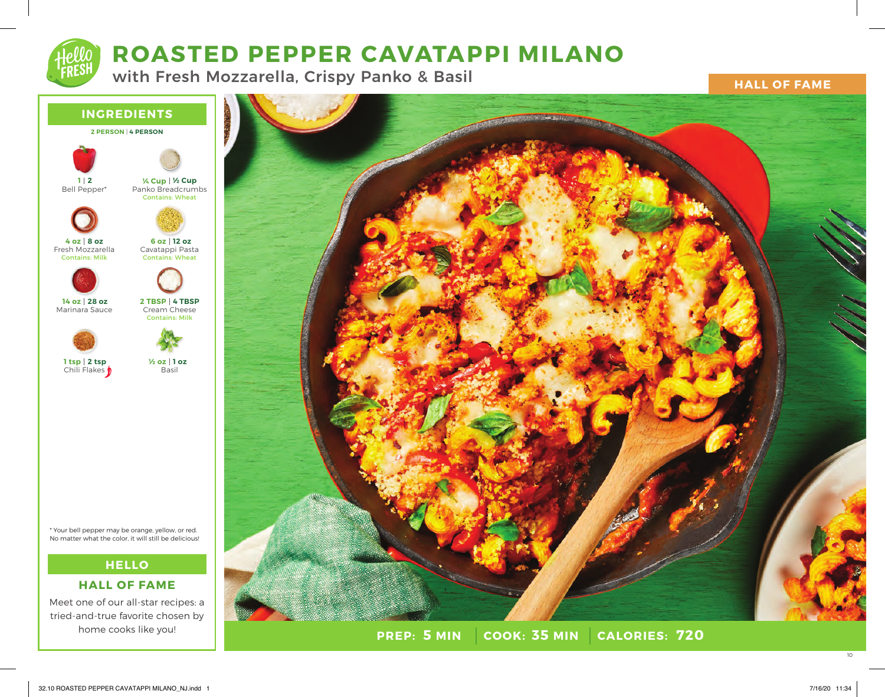# ROASTED PEPPER CAVATAPPI MILANO

## with Fresh Mozzarella, Crispy Panko & Basil

**HALL OF FAME**

## INGREDIENTS

**2 PERSON | 4 PERSON**

- **1 | 2** Bell Pepper*
- **¼ Cup | ½ Cup** Panko Breadcrumbs (Contains: Wheat)
- **4 oz | 8 oz** Fresh Mozzarella (Contains: Milk)
- **6 oz | 12 oz** Cavatappi Pasta (Contains: Wheat)
- **14 oz | 28 oz** Marinara Sauce
- **2 TBSP | 4 TBSP** Cream Cheese (Contains: Milk)
- **1 tsp | 2 tsp** Chili Flakes
- **½ oz | 1 oz** Basil

* Your bell pepper may be orange, yellow, or red. No matter what the color, it will still be delicious!

## HELLO

### HALL OF FAME

Meet one of our all-star recipes: a tried-and-true favorite chosen by home cooks like you!

**PREP: 5 MIN** | **COOK: 35 MIN** | **CALORIES: 720**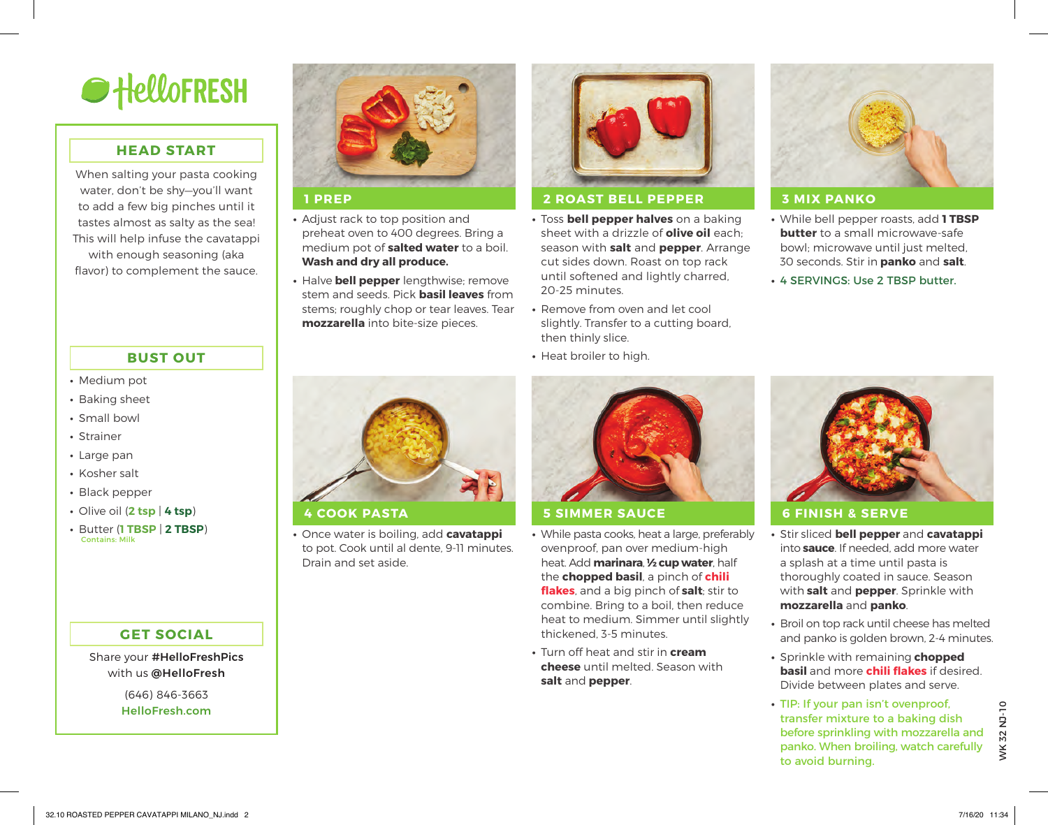# HelloFRESH

## HEAD START

When salting your pasta cooking water, don't be shy—you'll want to add a few big pinches until it tastes almost as salty as the sea! This will help infuse the cavatappi with enough seasoning (aka flavor) to complement the sauce.

## BUST OUT

- Medium pot
- Baking sheet
- Small bowl
- Strainer
- Large pan
- Kosher salt
- Black pepper
- Olive oil (2 tsp | 4 tsp)
- Butter (1 TBSP | 2 TBSP)
  Contains: Milk

## GET SOCIAL

Share your **#HelloFreshPics** with us **@HelloFresh**

(646) 846-3663

HelloFresh.com

## 1 PREP

- Adjust rack to top position and preheat oven to 400 degrees. Bring a medium pot of **salted water** to a boil. **Wash and dry all produce.**
- Halve **bell pepper** lengthwise; remove stem and seeds. Pick **basil leaves** from stems; roughly chop or tear leaves. Tear **mozzarella** into bite-size pieces.

## 2 ROAST BELL PEPPER

- Toss **bell pepper halves** on a baking sheet with a drizzle of **olive oil** each; season with **salt** and **pepper**. Arrange cut sides down. Roast on top rack until softened and lightly charred, 20-25 minutes.
- Remove from oven and let cool slightly. Transfer to a cutting board, then thinly slice.
- Heat broiler to high.

## 3 MIX PANKO

- While bell pepper roasts, add **1 TBSP butter** to a small microwave-safe bowl; microwave until just melted, 30 seconds. Stir in **panko** and **salt**.
- 4 SERVINGS: Use 2 TBSP butter.

## 4 COOK PASTA

- Once water is boiling, add **cavatappi** to pot. Cook until al dente, 9-11 minutes. Drain and set aside.

## 5 SIMMER SAUCE

- While pasta cooks, heat a large, preferably ovenproof, pan over medium-high heat. Add **marinara**, **½ cup water**, half the **chopped basil**, a pinch of **chili flakes**, and a big pinch of **salt**; stir to combine. Bring to a boil, then reduce heat to medium. Simmer until slightly thickened, 3-5 minutes.
- Turn off heat and stir in **cream cheese** until melted. Season with **salt** and **pepper**.

## 6 FINISH & SERVE

- Stir sliced **bell pepper** and **cavatappi** into **sauce**. If needed, add more water a splash at a time until pasta is thoroughly coated in sauce. Season with **salt** and **pepper**. Sprinkle with **mozzarella** and **panko**.
- Broil on top rack until cheese has melted and panko is golden brown, 2-4 minutes.
- Sprinkle with remaining **chopped basil** and more **chili flakes** if desired. Divide between plates and serve.
- TIP: If your pan isn't ovenproof, transfer mixture to a baking dish before sprinkling with mozzarella and panko. When broiling, watch carefully to avoid burning.

WK 32 NJ-10